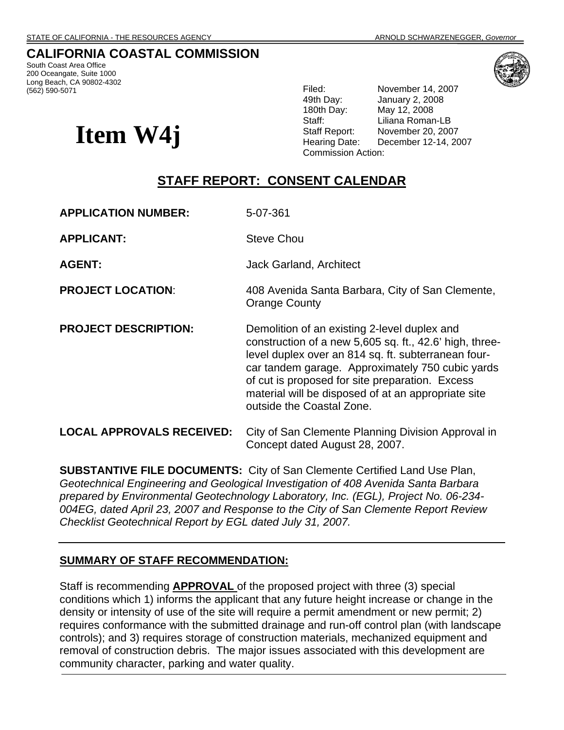STATE OF CALIFORNIA - THE RESOURCES AGENCY ARNOLD SCHWARZENEGGER, *Governor*

## CALIFORNIA COASTAL COMMISSION

South Coast Area Office
200 Oceangate, Suite 1000
Long Beach, CA 90802-4302
(562) 590-5071

# Item W4j

Filed: November 14, 2007
49th Day: January 2, 2008
180th Day: May 12, 2008
Staff: Liliana Roman-LB
Staff Report: November 20, 2007
Hearing Date: December 12-14, 2007
Commission Action:

## STAFF REPORT: CONSENT CALENDAR

**APPLICATION NUMBER:** 5-07-361

**APPLICANT:** Steve Chou

**AGENT:** Jack Garland, Architect

**PROJECT LOCATION**: 408 Avenida Santa Barbara, City of San Clemente, Orange County

**PROJECT DESCRIPTION:** Demolition of an existing 2-level duplex and construction of a new 5,605 sq. ft., 42.6' high, three-level duplex over an 814 sq. ft. subterranean four-car tandem garage. Approximately 750 cubic yards of cut is proposed for site preparation. Excess material will be disposed of at an appropriate site outside the Coastal Zone.

**LOCAL APPROVALS RECEIVED:** City of San Clemente Planning Division Approval in Concept dated August 28, 2007.

**SUBSTANTIVE FILE DOCUMENTS:** City of San Clemente Certified Land Use Plan, *Geotechnical Engineering and Geological Investigation of 408 Avenida Santa Barbara prepared by Environmental Geotechnology Laboratory, Inc. (EGL), Project No. 06-234-004EG, dated April 23, 2007 and Response to the City of San Clemente Report Review Checklist Geotechnical Report by EGL dated July 31, 2007.*

---

**SUMMARY OF STAFF RECOMMENDATION:**

Staff is recommending **APPROVAL** of the proposed project with three (3) special conditions which 1) informs the applicant that any future height increase or change in the density or intensity of use of the site will require a permit amendment or new permit; 2) requires conformance with the submitted drainage and run-off control plan (with landscape controls); and 3) requires storage of construction materials, mechanized equipment and removal of construction debris. The major issues associated with this development are community character, parking and water quality.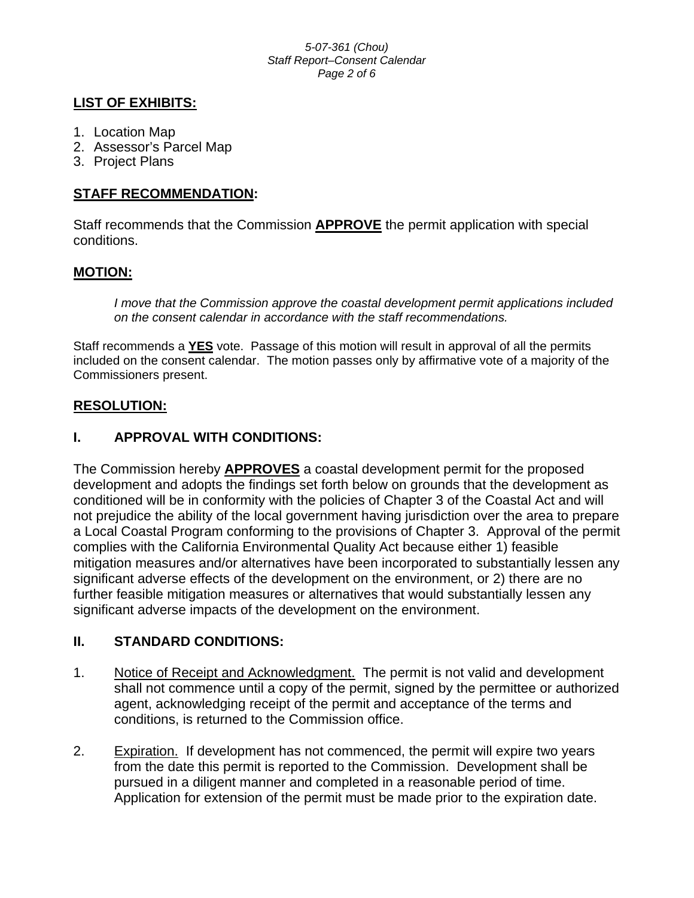## LIST OF EXHIBITS:

1. Location Map
2. Assessor's Parcel Map
3. Project Plans

## STAFF RECOMMENDATION:

Staff recommends that the Commission **APPROVE** the permit application with special conditions.

## MOTION:

> *I move that the Commission approve the coastal development permit applications included on the consent calendar in accordance with the staff recommendations.*

Staff recommends a **YES** vote. Passage of this motion will result in approval of all the permits included on the consent calendar. The motion passes only by affirmative vote of a majority of the Commissioners present.

## RESOLUTION:

### I. APPROVAL WITH CONDITIONS:

The Commission hereby **APPROVES** a coastal development permit for the proposed development and adopts the findings set forth below on grounds that the development as conditioned will be in conformity with the policies of Chapter 3 of the Coastal Act and will not prejudice the ability of the local government having jurisdiction over the area to prepare a Local Coastal Program conforming to the provisions of Chapter 3. Approval of the permit complies with the California Environmental Quality Act because either 1) feasible mitigation measures and/or alternatives have been incorporated to substantially lessen any significant adverse effects of the development on the environment, or 2) there are no further feasible mitigation measures or alternatives that would substantially lessen any significant adverse impacts of the development on the environment.

### II. STANDARD CONDITIONS:

1. Notice of Receipt and Acknowledgment. The permit is not valid and development shall not commence until a copy of the permit, signed by the permittee or authorized agent, acknowledging receipt of the permit and acceptance of the terms and conditions, is returned to the Commission office.

2. Expiration. If development has not commenced, the permit will expire two years from the date this permit is reported to the Commission. Development shall be pursued in a diligent manner and completed in a reasonable period of time. Application for extension of the permit must be made prior to the expiration date.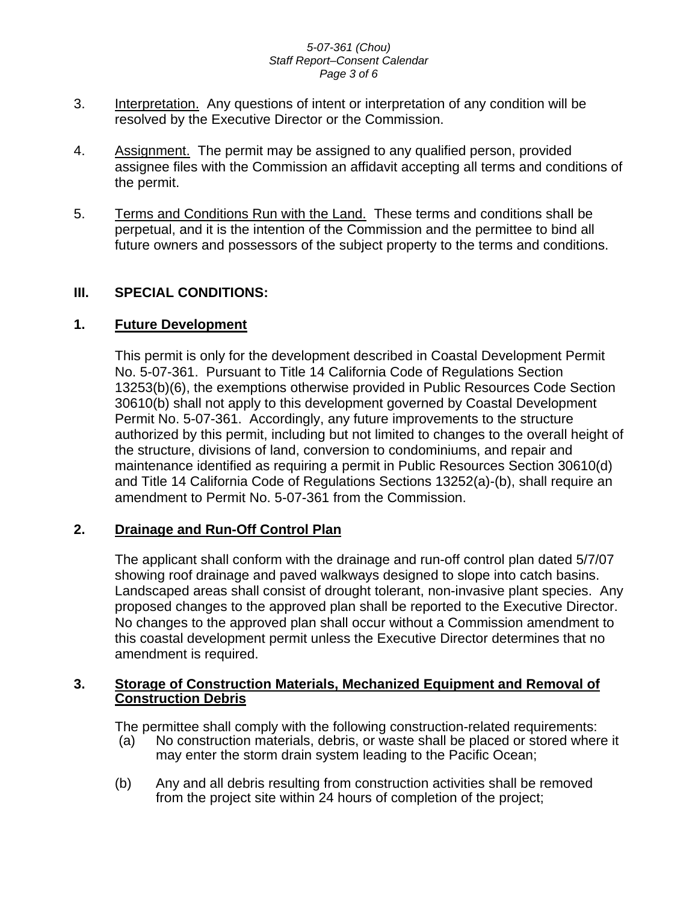3. Interpretation. Any questions of intent or interpretation of any condition will be resolved by the Executive Director or the Commission.

4. Assignment. The permit may be assigned to any qualified person, provided assignee files with the Commission an affidavit accepting all terms and conditions of the permit.

5. Terms and Conditions Run with the Land. These terms and conditions shall be perpetual, and it is the intention of the Commission and the permittee to bind all future owners and possessors of the subject property to the terms and conditions.

## III. SPECIAL CONDITIONS:

### 1. Future Development

This permit is only for the development described in Coastal Development Permit No. 5-07-361. Pursuant to Title 14 California Code of Regulations Section 13253(b)(6), the exemptions otherwise provided in Public Resources Code Section 30610(b) shall not apply to this development governed by Coastal Development Permit No. 5-07-361. Accordingly, any future improvements to the structure authorized by this permit, including but not limited to changes to the overall height of the structure, divisions of land, conversion to condominiums, and repair and maintenance identified as requiring a permit in Public Resources Section 30610(d) and Title 14 California Code of Regulations Sections 13252(a)-(b), shall require an amendment to Permit No. 5-07-361 from the Commission.

### 2. Drainage and Run-Off Control Plan

The applicant shall conform with the drainage and run-off control plan dated 5/7/07 showing roof drainage and paved walkways designed to slope into catch basins. Landscaped areas shall consist of drought tolerant, non-invasive plant species. Any proposed changes to the approved plan shall be reported to the Executive Director. No changes to the approved plan shall occur without a Commission amendment to this coastal development permit unless the Executive Director determines that no amendment is required.

### 3. Storage of Construction Materials, Mechanized Equipment and Removal of Construction Debris

The permittee shall comply with the following construction-related requirements:

(a) No construction materials, debris, or waste shall be placed or stored where it may enter the storm drain system leading to the Pacific Ocean;

(b) Any and all debris resulting from construction activities shall be removed from the project site within 24 hours of completion of the project;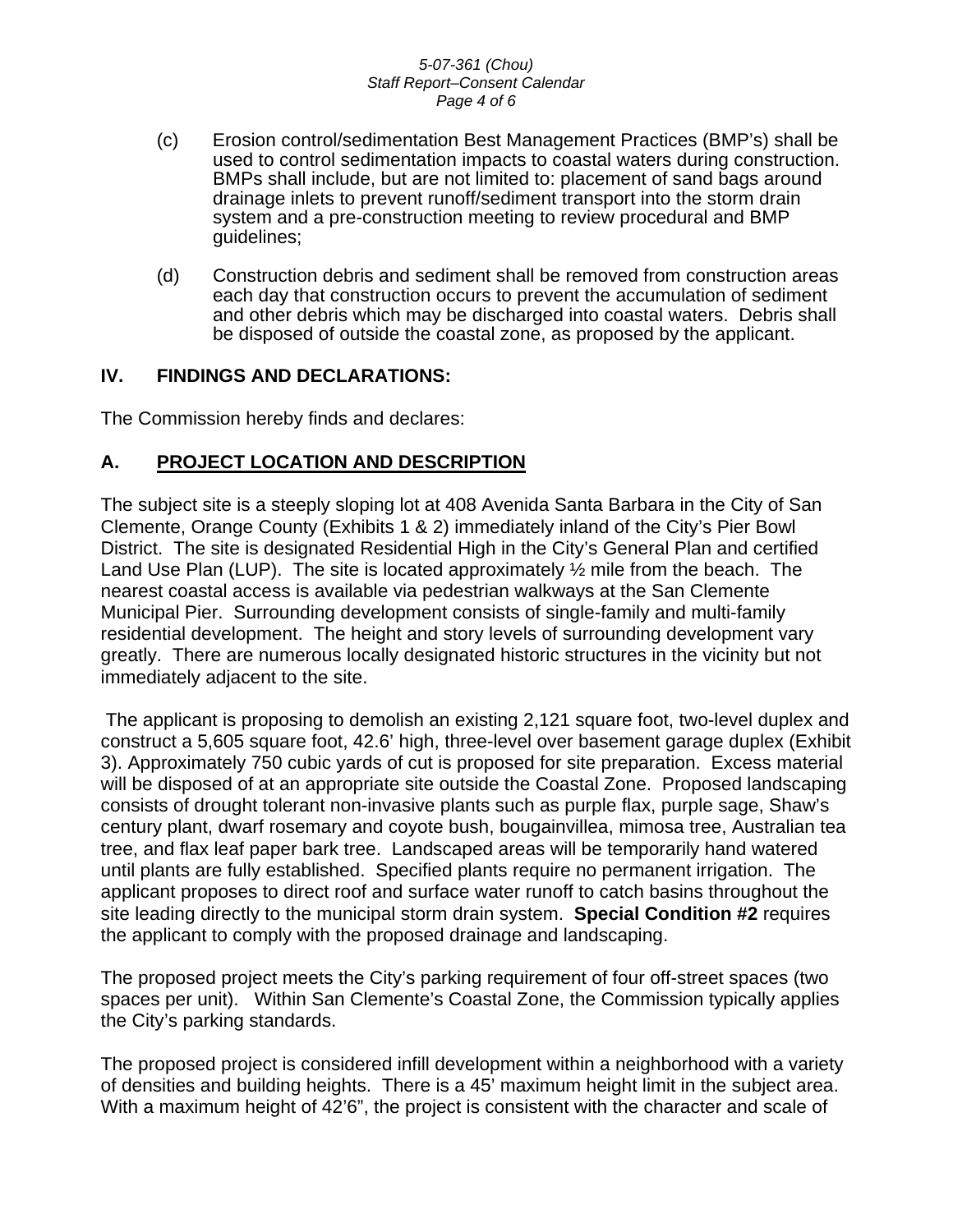(c) Erosion control/sedimentation Best Management Practices (BMP's) shall be used to control sedimentation impacts to coastal waters during construction. BMPs shall include, but are not limited to: placement of sand bags around drainage inlets to prevent runoff/sediment transport into the storm drain system and a pre-construction meeting to review procedural and BMP guidelines;

(d) Construction debris and sediment shall be removed from construction areas each day that construction occurs to prevent the accumulation of sediment and other debris which may be discharged into coastal waters. Debris shall be disposed of outside the coastal zone, as proposed by the applicant.

## IV. FINDINGS AND DECLARATIONS:

The Commission hereby finds and declares:

### A. PROJECT LOCATION AND DESCRIPTION

The subject site is a steeply sloping lot at 408 Avenida Santa Barbara in the City of San Clemente, Orange County (Exhibits 1 & 2) immediately inland of the City's Pier Bowl District. The site is designated Residential High in the City's General Plan and certified Land Use Plan (LUP). The site is located approximately ½ mile from the beach. The nearest coastal access is available via pedestrian walkways at the San Clemente Municipal Pier. Surrounding development consists of single-family and multi-family residential development. The height and story levels of surrounding development vary greatly. There are numerous locally designated historic structures in the vicinity but not immediately adjacent to the site.

The applicant is proposing to demolish an existing 2,121 square foot, two-level duplex and construct a 5,605 square foot, 42.6' high, three-level over basement garage duplex (Exhibit 3). Approximately 750 cubic yards of cut is proposed for site preparation. Excess material will be disposed of at an appropriate site outside the Coastal Zone. Proposed landscaping consists of drought tolerant non-invasive plants such as purple flax, purple sage, Shaw's century plant, dwarf rosemary and coyote bush, bougainvillea, mimosa tree, Australian tea tree, and flax leaf paper bark tree. Landscaped areas will be temporarily hand watered until plants are fully established. Specified plants require no permanent irrigation. The applicant proposes to direct roof and surface water runoff to catch basins throughout the site leading directly to the municipal storm drain system. **Special Condition #2** requires the applicant to comply with the proposed drainage and landscaping.

The proposed project meets the City's parking requirement of four off-street spaces (two spaces per unit). Within San Clemente's Coastal Zone, the Commission typically applies the City's parking standards.

The proposed project is considered infill development within a neighborhood with a variety of densities and building heights. There is a 45' maximum height limit in the subject area. With a maximum height of 42'6", the project is consistent with the character and scale of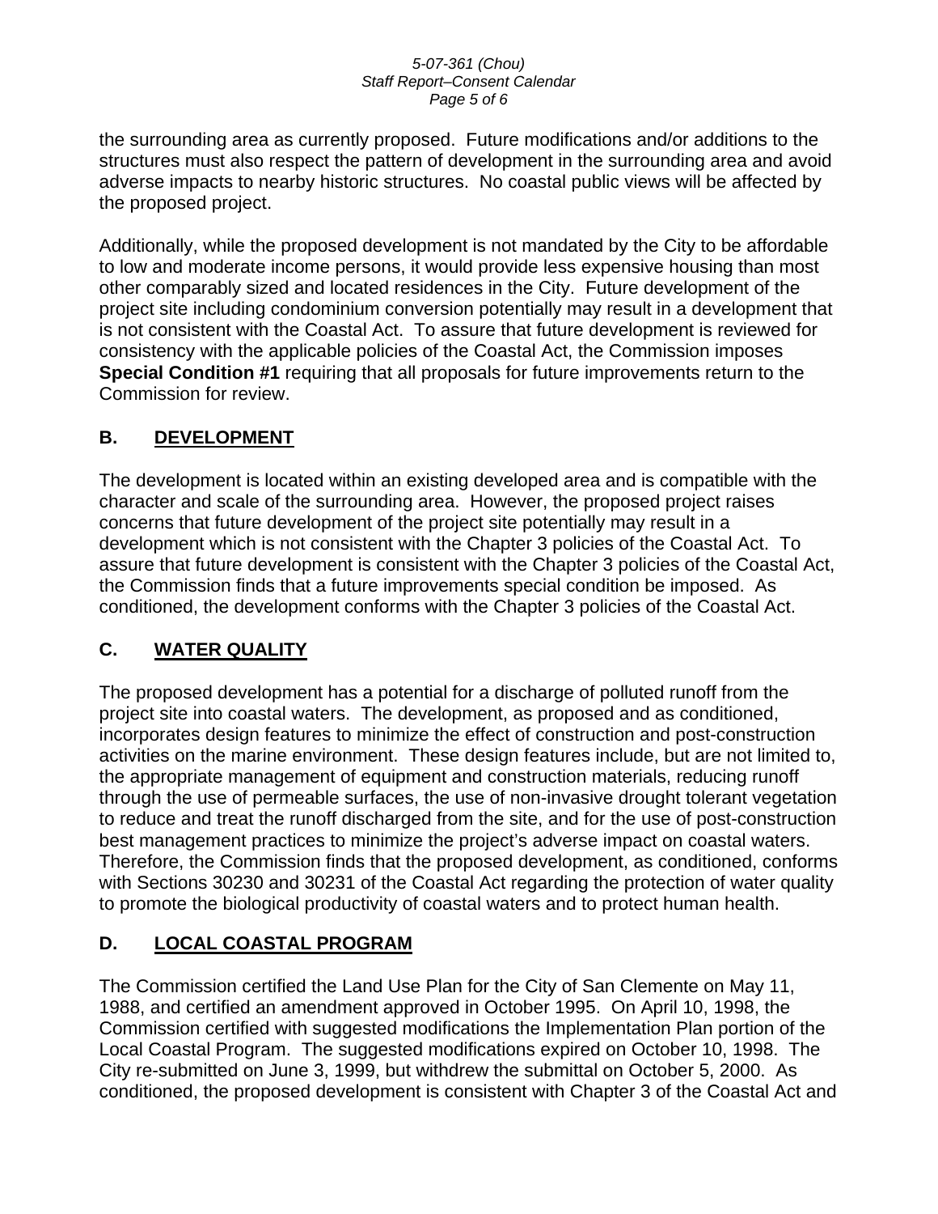the surrounding area as currently proposed. Future modifications and/or additions to the structures must also respect the pattern of development in the surrounding area and avoid adverse impacts to nearby historic structures. No coastal public views will be affected by the proposed project.

Additionally, while the proposed development is not mandated by the City to be affordable to low and moderate income persons, it would provide less expensive housing than most other comparably sized and located residences in the City. Future development of the project site including condominium conversion potentially may result in a development that is not consistent with the Coastal Act. To assure that future development is reviewed for consistency with the applicable policies of the Coastal Act, the Commission imposes **Special Condition #1** requiring that all proposals for future improvements return to the Commission for review.

## B. DEVELOPMENT

The development is located within an existing developed area and is compatible with the character and scale of the surrounding area. However, the proposed project raises concerns that future development of the project site potentially may result in a development which is not consistent with the Chapter 3 policies of the Coastal Act. To assure that future development is consistent with the Chapter 3 policies of the Coastal Act, the Commission finds that a future improvements special condition be imposed. As conditioned, the development conforms with the Chapter 3 policies of the Coastal Act.

## C. WATER QUALITY

The proposed development has a potential for a discharge of polluted runoff from the project site into coastal waters. The development, as proposed and as conditioned, incorporates design features to minimize the effect of construction and post-construction activities on the marine environment. These design features include, but are not limited to, the appropriate management of equipment and construction materials, reducing runoff through the use of permeable surfaces, the use of non-invasive drought tolerant vegetation to reduce and treat the runoff discharged from the site, and for the use of post-construction best management practices to minimize the project's adverse impact on coastal waters. Therefore, the Commission finds that the proposed development, as conditioned, conforms with Sections 30230 and 30231 of the Coastal Act regarding the protection of water quality to promote the biological productivity of coastal waters and to protect human health.

## D. LOCAL COASTAL PROGRAM

The Commission certified the Land Use Plan for the City of San Clemente on May 11, 1988, and certified an amendment approved in October 1995. On April 10, 1998, the Commission certified with suggested modifications the Implementation Plan portion of the Local Coastal Program. The suggested modifications expired on October 10, 1998. The City re-submitted on June 3, 1999, but withdrew the submittal on October 5, 2000. As conditioned, the proposed development is consistent with Chapter 3 of the Coastal Act and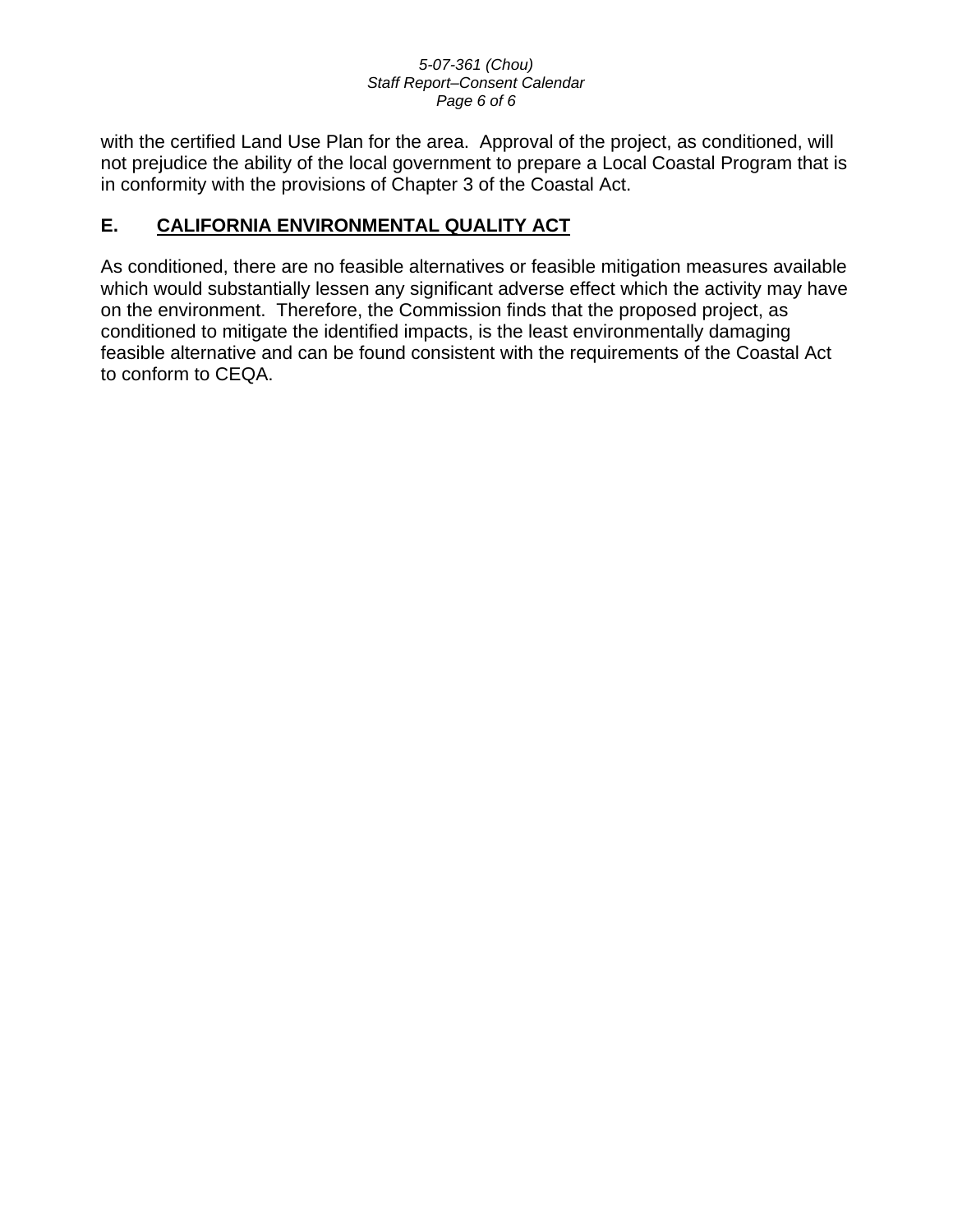with the certified Land Use Plan for the area. Approval of the project, as conditioned, will not prejudice the ability of the local government to prepare a Local Coastal Program that is in conformity with the provisions of Chapter 3 of the Coastal Act.

## E. CALIFORNIA ENVIRONMENTAL QUALITY ACT

As conditioned, there are no feasible alternatives or feasible mitigation measures available which would substantially lessen any significant adverse effect which the activity may have on the environment. Therefore, the Commission finds that the proposed project, as conditioned to mitigate the identified impacts, is the least environmentally damaging feasible alternative and can be found consistent with the requirements of the Coastal Act to conform to CEQA.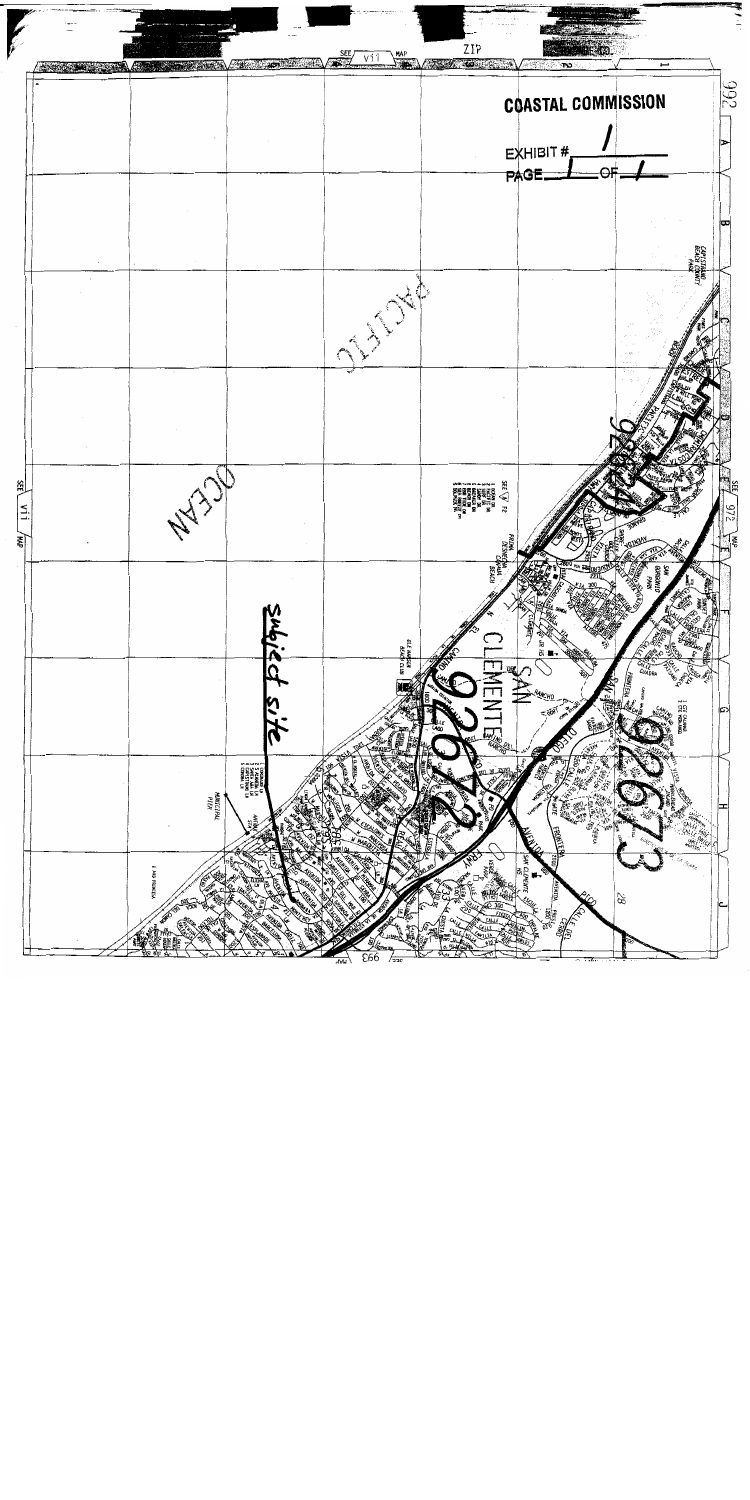**COASTAL COMMISSION**

EXHIBIT # 1

PAGE 1 OF 1

PACIFIC

OCEAN

subject site

SAN CLEMENTE

92672

92673

92624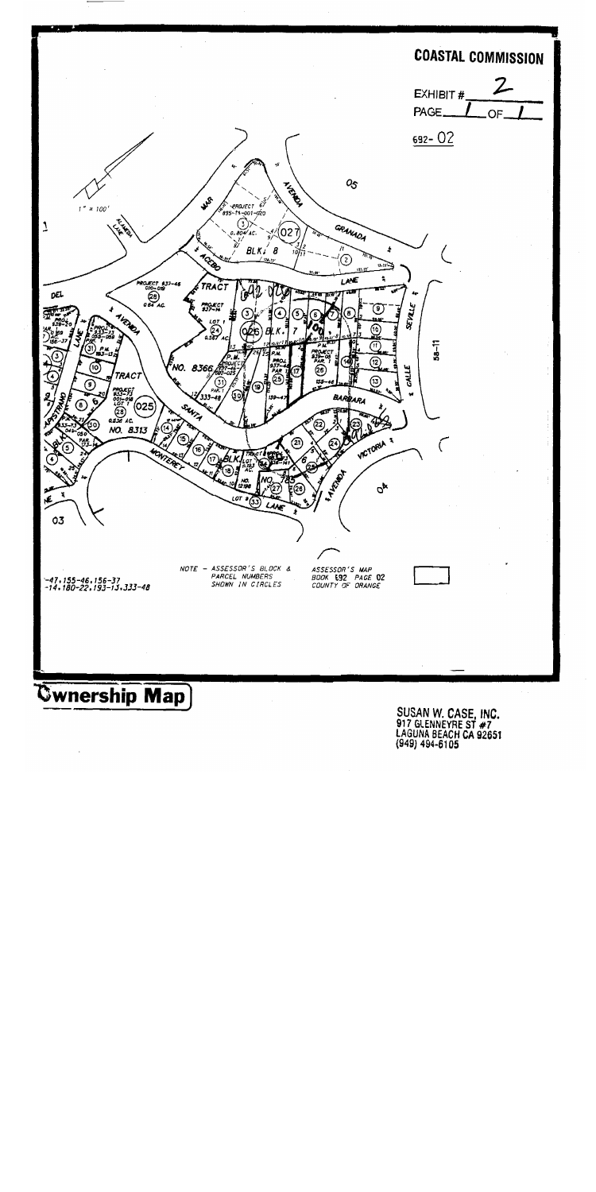**COASTAL COMMISSION**

EXHIBIT # 2

PAGE 1 OF 1

692-02

NOTE – ASSESSOR'S BLOCK & PARCEL NUMBERS SHOWN IN CIRCLES

ASSESSOR'S MAP BOOK 692 PAGE 02 COUNTY OF ORANGE

-47, 155-46, 156-37
-14, 180-22, 193-13, 333-48

# Ownership Map

SUSAN W. CASE, INC.
917 GLENNEYRE ST #7
LAGUNA BEACH CA 92651
(949) 494-6105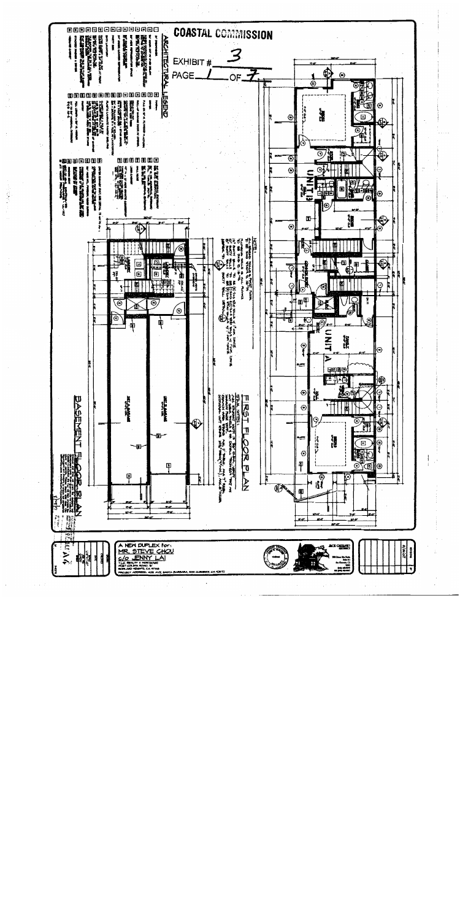# COASTAL COMMISSION

EXHIBIT # 3

PAGE 1 OF 7

## ARCHITECTURAL LEGEND

## FIRST FLOOR PLAN

UNIT B

UNIT A

## BASEMENT FLOOR PLAN

A NEW DUPLEX for:
MR. STEVE CHOU
c/o JENNY LAI

PROJECT ADDRESS: 409 AVE. SANTA BARBARA, SAN CLEMENTE, CA 92672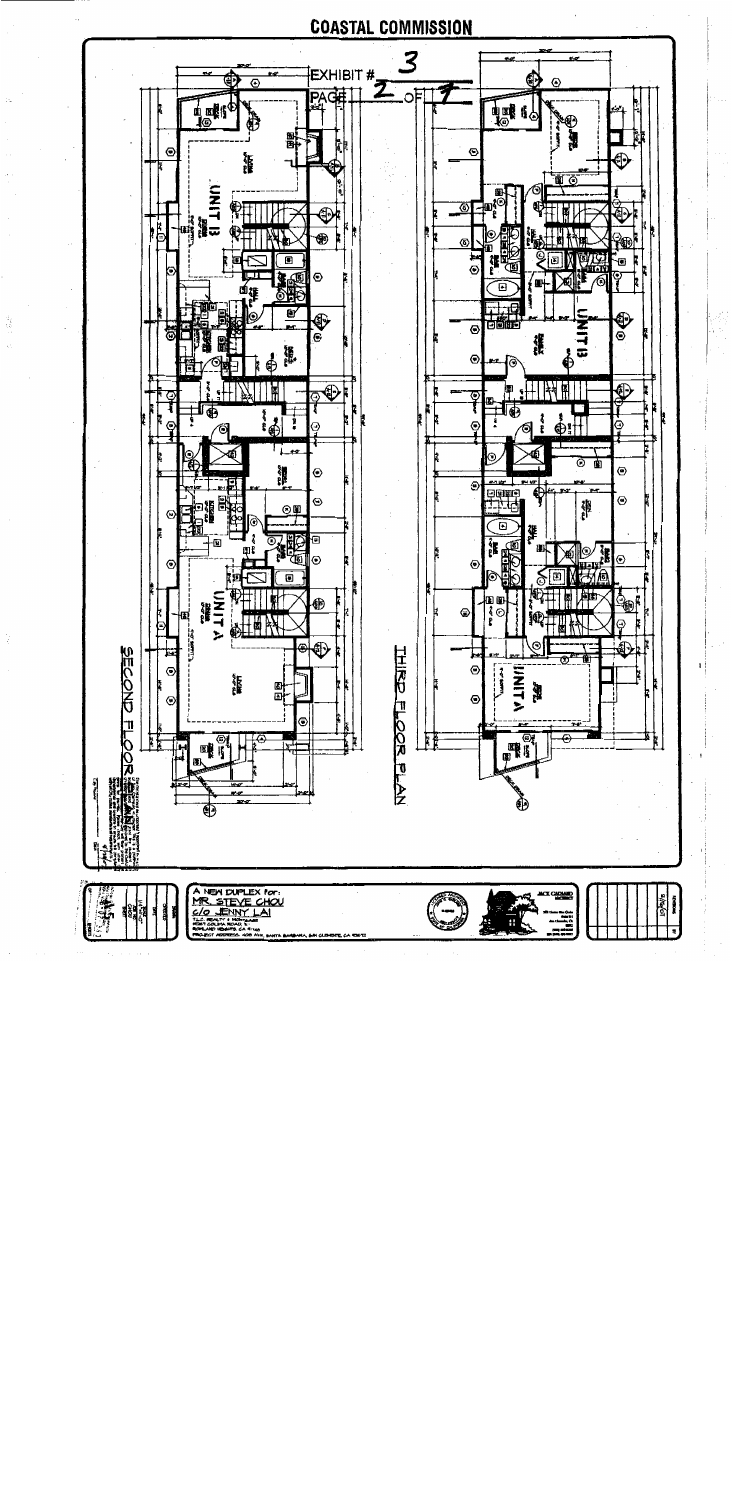**COASTAL COMMISSION**

EXHIBIT # 3

PAGE 2 OF 7

UNIT B

UNIT A

SECOND FLOOR PLAN

UNIT B

UNIT A

THIRD FLOOR PLAN

A NEW DUPLEX for:
MR. STEVE CHOU
c/o JENNY LAI

PROJECT ADDRESS: 408 AVE. SANTA BARBARA, SAN CLEMENTE, CA 92672

JACK GIORANO ARCHITECT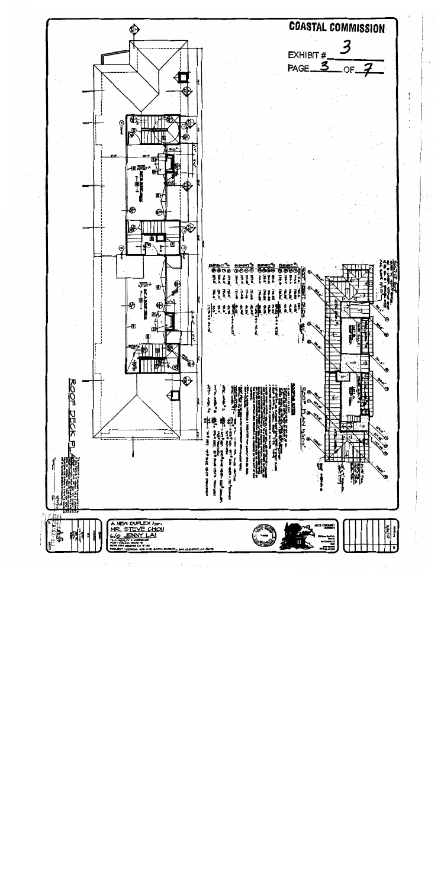# COASTAL COMMISSION

EXHIBIT # 3

PAGE 3 OF 7

ROOF DECK PLAN

ROOF PLAN

ROOFING NOTES

A NEW DUPLEX for:
MR. STEVE CHOU
c/o JENNY LAI

JACK CARLSON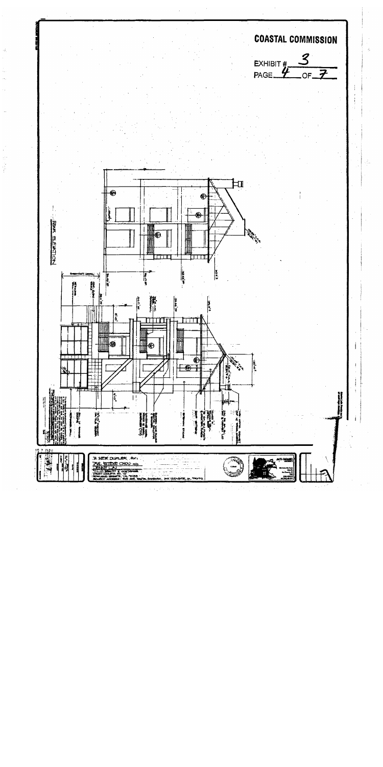**COASTAL COMMISSION**

EXHIBIT # 3

PAGE 4 OF 7

REAR ELEVATION

A NEW DUPLEX for:

MR. STEVE CHOU c/o

JENNY LAI

PROJECT ADDRESS: 405 AVE. SANTA BARBARA, SAN CLEMENTE, CA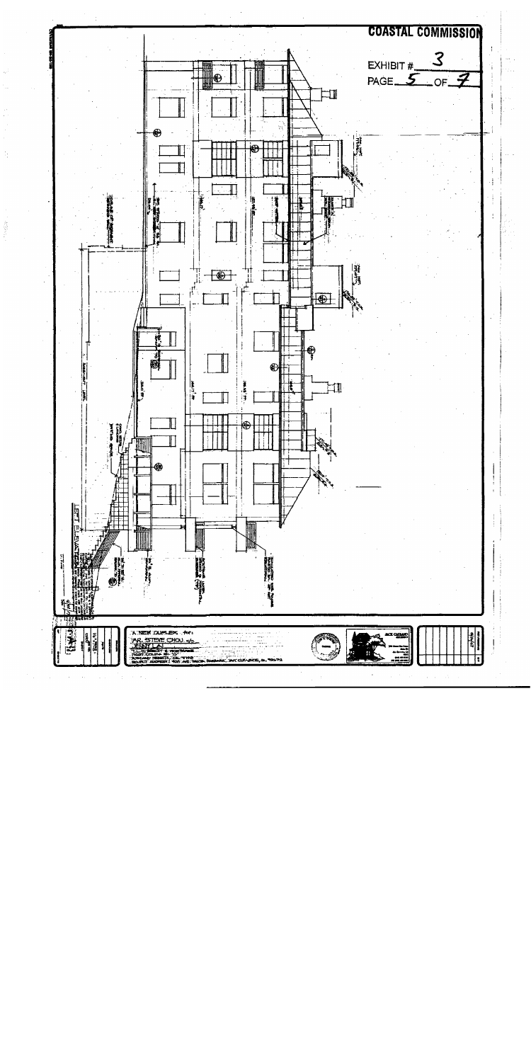COASTAL COMMISSION

EXHIBIT # 3

PAGE 5 OF 7

LEFT ELEVATION

A NEW DUPLEX for:

MR. STEVE CHOU c/o

JENNY LAI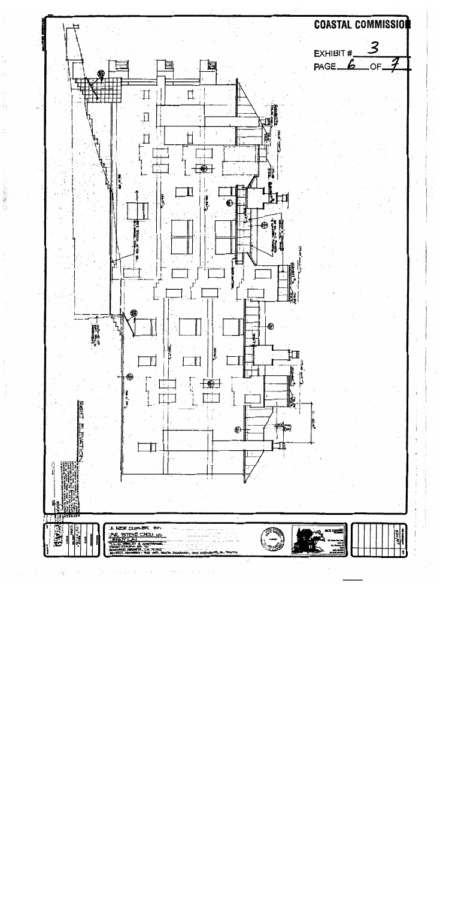**COASTAL COMMISSION**

EXHIBIT # 3

PAGE 6 OF 7

RIGHT ELEVATION

A NEW DUPLEX for:

MR. STEVE CHOU c/o JENNY LAI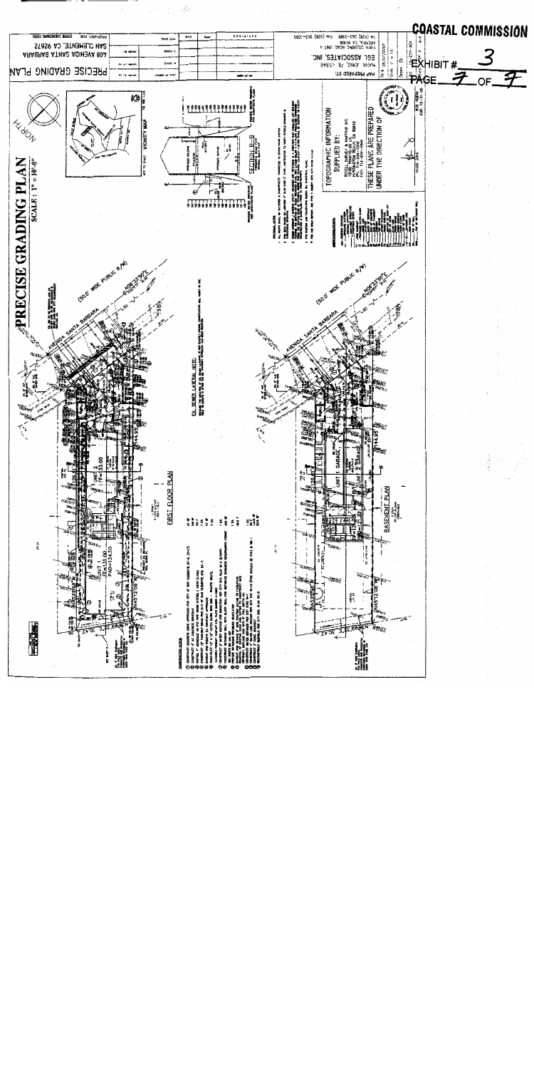COASTAL COMMISSION

EXHIBIT # 3

PAGE 7 OF 7

# PRECISE GRADING PLAN

SCALE : 1" = 10'-0"

PRECISE GRADING PLAN

408 AVENIDA SANTA BARBARA

SAN CLEMENTE, CA 92672

MAP PREPARED BY:

E&F ASSOCIATES, INC.

VICINITY MAP

SECTION B-B

TOPOGRAPHIC INFORMATION SUPPLIED BY:

THESE PLANS ARE PREPARED UNDER THE DIRECTION OF

AVENIDA SANTA BARBARA

(50.0' WIDE PUBLIC R/W)

N00°33'50"E

UNIT 1

UNIT 2

FIRST FLOOR PLAN

EX. SEWER LATERAL NOTE:

BASEMENT PLAN

GARAGE

N45°12'08"W

CONSTRUCTION NOTES